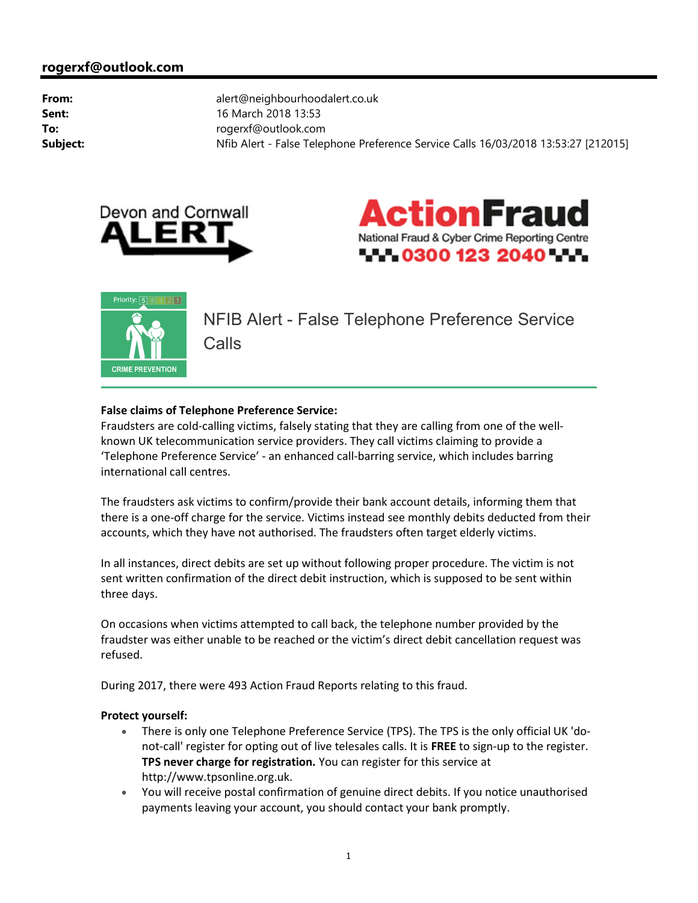**rogerxf@outlook.com**

| | |
|---|---|
| **From:** | alert@neighbourhoodalert.co.uk |
| **Sent:** | 16 March 2018 13:53 |
| **To:** | rogerxf@outlook.com |
| **Subject:** | Nfib Alert - False Telephone Preference Service Calls 16/03/2018 13:53:27 [212015] |

Devon and Cornwall ALERT

ActionFraud
National Fraud & Cyber Crime Reporting Centre
0300 123 2040

Priority: 5 4 3 2 1

CRIME PREVENTION

# NFIB Alert - False Telephone Preference Service Calls

**False claims of Telephone Preference Service:**
Fraudsters are cold-calling victims, falsely stating that they are calling from one of the well-known UK telecommunication service providers. They call victims claiming to provide a 'Telephone Preference Service' - an enhanced call-barring service, which includes barring international call centres.

The fraudsters ask victims to confirm/provide their bank account details, informing them that there is a one-off charge for the service. Victims instead see monthly debits deducted from their accounts, which they have not authorised. The fraudsters often target elderly victims.

In all instances, direct debits are set up without following proper procedure. The victim is not sent written confirmation of the direct debit instruction, which is supposed to be sent within three days.

On occasions when victims attempted to call back, the telephone number provided by the fraudster was either unable to be reached or the victim's direct debit cancellation request was refused.

During 2017, there were 493 Action Fraud Reports relating to this fraud.

**Protect yourself:**

- There is only one Telephone Preference Service (TPS). The TPS is the only official UK 'do-not-call' register for opting out of live telesales calls. It is **FREE** to sign-up to the register. **TPS never charge for registration.** You can register for this service at http://www.tpsonline.org.uk.
- You will receive postal confirmation of genuine direct debits. If you notice unauthorised payments leaving your account, you should contact your bank promptly.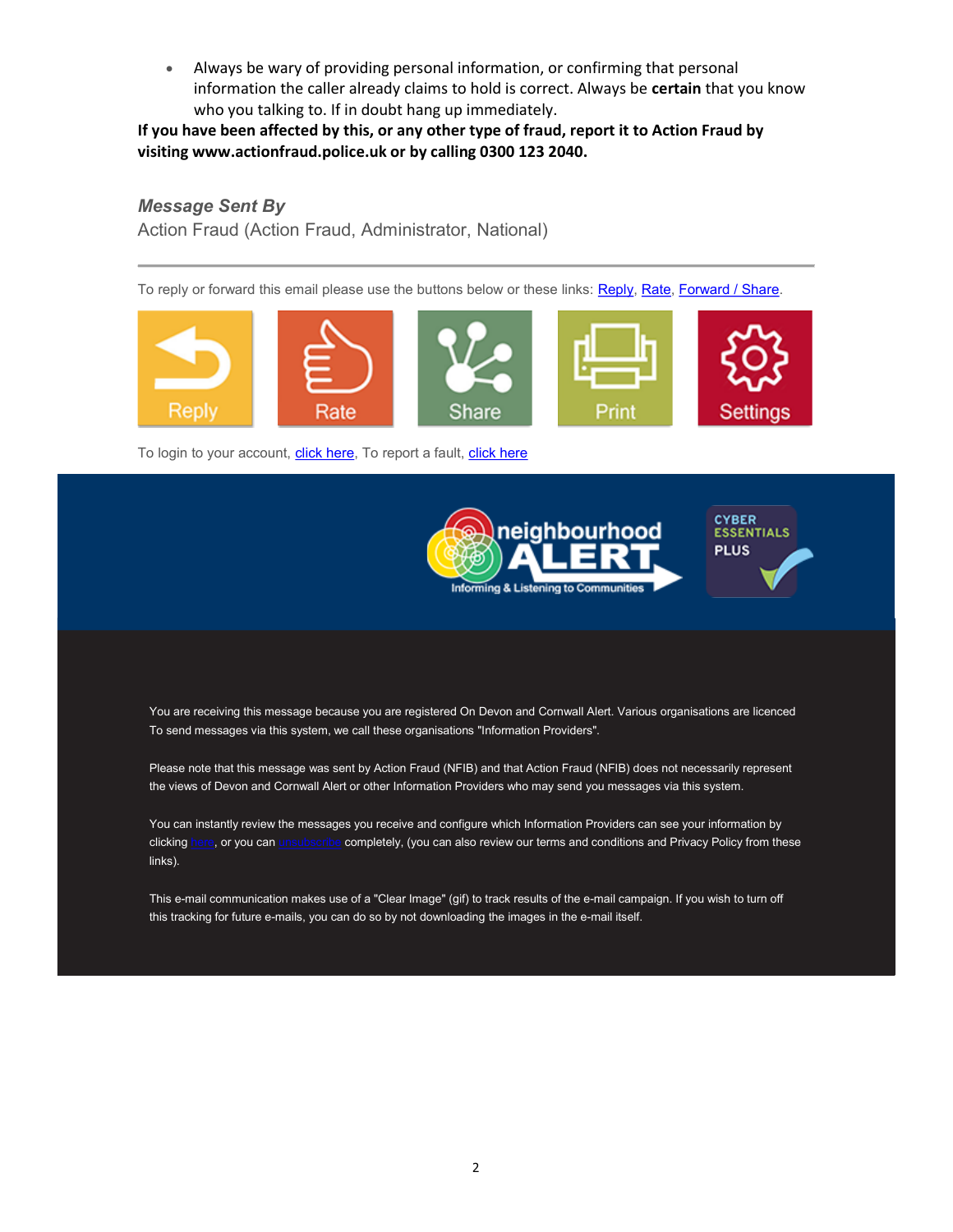- Always be wary of providing personal information, or confirming that personal information the caller already claims to hold is correct. Always be **certain** that you know who you talking to. If in doubt hang up immediately.

**If you have been affected by this, or any other type of fraud, report it to Action Fraud by visiting www.actionfraud.police.uk or by calling 0300 123 2040.**

***Message Sent By***

Action Fraud (Action Fraud, Administrator, National)

---

To reply or forward this email please use the buttons below or these links: Reply, Rate, Forward / Share.

Reply Rate Share Print Settings

To login to your account, click here, To report a fault, click here

neighbourhood ALERT Informing & Listening to Communities

CYBER ESSENTIALS PLUS

You are receiving this message because you are registered On Devon and Cornwall Alert. Various organisations are licenced To send messages via this system, we call these organisations "Information Providers".

Please note that this message was sent by Action Fraud (NFIB) and that Action Fraud (NFIB) does not necessarily represent the views of Devon and Cornwall Alert or other Information Providers who may send you messages via this system.

You can instantly review the messages you receive and configure which Information Providers can see your information by clicking here, or you can unsubscribe completely, (you can also review our terms and conditions and Privacy Policy from these links).

This e-mail communication makes use of a "Clear Image" (gif) to track results of the e-mail campaign. If you wish to turn off this tracking for future e-mails, you can do so by not downloading the images in the e-mail itself.